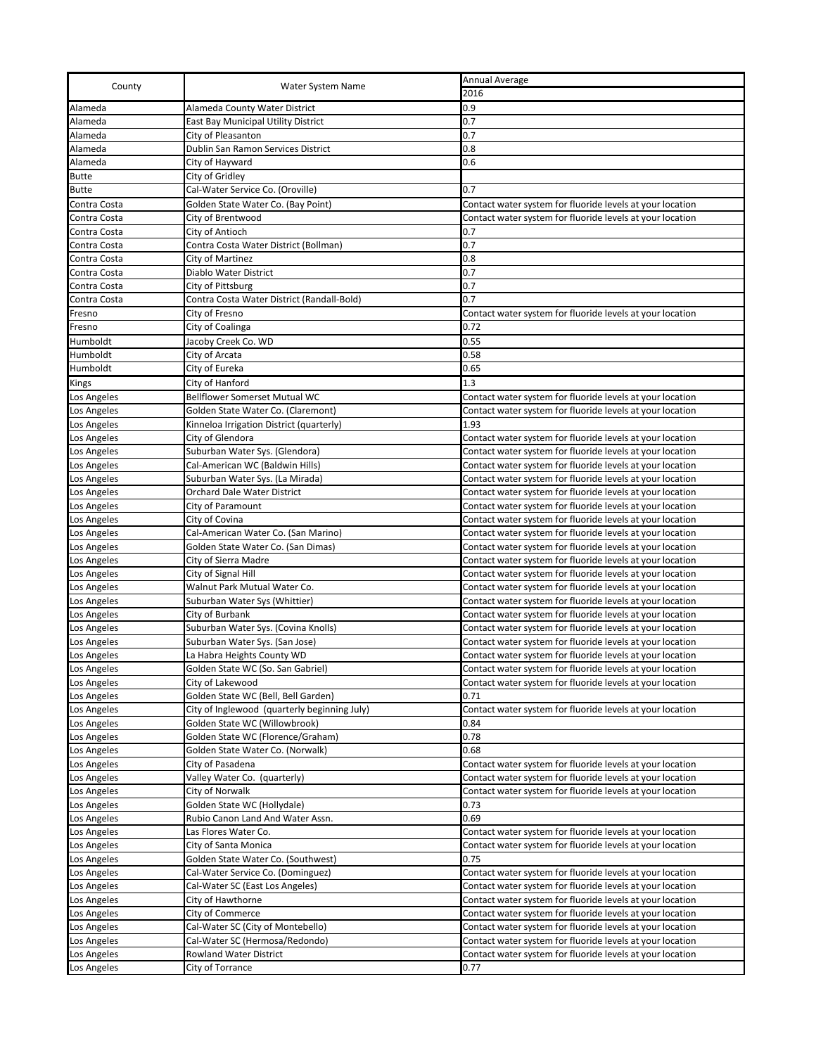| County | Water System Name | Annual Average |
|---|---|---|
| | | 2016 |
| Alameda | Alameda County Water District | 0.9 |
| Alameda | East Bay Municipal Utility District | 0.7 |
| Alameda | City of Pleasanton | 0.7 |
| Alameda | Dublin San Ramon Services District | 0.8 |
| Alameda | City of Hayward | 0.6 |
| Butte | City of Gridley | |
| Butte | Cal-Water Service Co. (Oroville) | 0.7 |
| Contra Costa | Golden State Water Co. (Bay Point) | Contact water system for fluoride levels at your location |
| Contra Costa | City of Brentwood | Contact water system for fluoride levels at your location |
| Contra Costa | City of Antioch | 0.7 |
| Contra Costa | Contra Costa Water District (Bollman) | 0.7 |
| Contra Costa | City of Martinez | 0.8 |
| Contra Costa | Diablo Water District | 0.7 |
| Contra Costa | City of Pittsburg | 0.7 |
| Contra Costa | Contra Costa Water District (Randall-Bold) | 0.7 |
| Fresno | City of Fresno | Contact water system for fluoride levels at your location |
| Fresno | City of Coalinga | 0.72 |
| Humboldt | Jacoby Creek Co. WD | 0.55 |
| Humboldt | City of Arcata | 0.58 |
| Humboldt | City of Eureka | 0.65 |
| Kings | City of Hanford | 1.3 |
| Los Angeles | Bellflower Somerset Mutual WC | Contact water system for fluoride levels at your location |
| Los Angeles | Golden State Water Co. (Claremont) | Contact water system for fluoride levels at your location |
| Los Angeles | Kinneloa Irrigation District (quarterly) | 1.93 |
| Los Angeles | City of Glendora | Contact water system for fluoride levels at your location |
| Los Angeles | Suburban Water Sys. (Glendora) | Contact water system for fluoride levels at your location |
| Los Angeles | Cal-American WC (Baldwin Hills) | Contact water system for fluoride levels at your location |
| Los Angeles | Suburban Water Sys. (La Mirada) | Contact water system for fluoride levels at your location |
| Los Angeles | Orchard Dale Water District | Contact water system for fluoride levels at your location |
| Los Angeles | City of Paramount | Contact water system for fluoride levels at your location |
| Los Angeles | City of Covina | Contact water system for fluoride levels at your location |
| Los Angeles | Cal-American Water Co. (San Marino) | Contact water system for fluoride levels at your location |
| Los Angeles | Golden State Water Co. (San Dimas) | Contact water system for fluoride levels at your location |
| Los Angeles | City of Sierra Madre | Contact water system for fluoride levels at your location |
| Los Angeles | City of Signal Hill | Contact water system for fluoride levels at your location |
| Los Angeles | Walnut Park Mutual Water Co. | Contact water system for fluoride levels at your location |
| Los Angeles | Suburban Water Sys (Whittier) | Contact water system for fluoride levels at your location |
| Los Angeles | City of Burbank | Contact water system for fluoride levels at your location |
| Los Angeles | Suburban Water Sys. (Covina Knolls) | Contact water system for fluoride levels at your location |
| Los Angeles | Suburban Water Sys. (San Jose) | Contact water system for fluoride levels at your location |
| Los Angeles | La Habra Heights County WD | Contact water system for fluoride levels at your location |
| Los Angeles | Golden State WC (So. San Gabriel) | Contact water system for fluoride levels at your location |
| Los Angeles | City of Lakewood | Contact water system for fluoride levels at your location |
| Los Angeles | Golden State WC (Bell, Bell Garden) | 0.71 |
| Los Angeles | City of Inglewood (quarterly beginning July) | Contact water system for fluoride levels at your location |
| Los Angeles | Golden State WC (Willowbrook) | 0.84 |
| Los Angeles | Golden State WC (Florence/Graham) | 0.78 |
| Los Angeles | Golden State Water Co. (Norwalk) | 0.68 |
| Los Angeles | City of Pasadena | Contact water system for fluoride levels at your location |
| Los Angeles | Valley Water Co. (quarterly) | Contact water system for fluoride levels at your location |
| Los Angeles | City of Norwalk | Contact water system for fluoride levels at your location |
| Los Angeles | Golden State WC (Hollydale) | 0.73 |
| Los Angeles | Rubio Canon Land And Water Assn. | 0.69 |
| Los Angeles | Las Flores Water Co. | Contact water system for fluoride levels at your location |
| Los Angeles | City of Santa Monica | Contact water system for fluoride levels at your location |
| Los Angeles | Golden State Water Co. (Southwest) | 0.75 |
| Los Angeles | Cal-Water Service Co. (Dominguez) | Contact water system for fluoride levels at your location |
| Los Angeles | Cal-Water SC (East Los Angeles) | Contact water system for fluoride levels at your location |
| Los Angeles | City of Hawthorne | Contact water system for fluoride levels at your location |
| Los Angeles | City of Commerce | Contact water system for fluoride levels at your location |
| Los Angeles | Cal-Water SC (City of Montebello) | Contact water system for fluoride levels at your location |
| Los Angeles | Cal-Water SC (Hermosa/Redondo) | Contact water system for fluoride levels at your location |
| Los Angeles | Rowland Water District | Contact water system for fluoride levels at your location |
| Los Angeles | City of Torrance | 0.77 |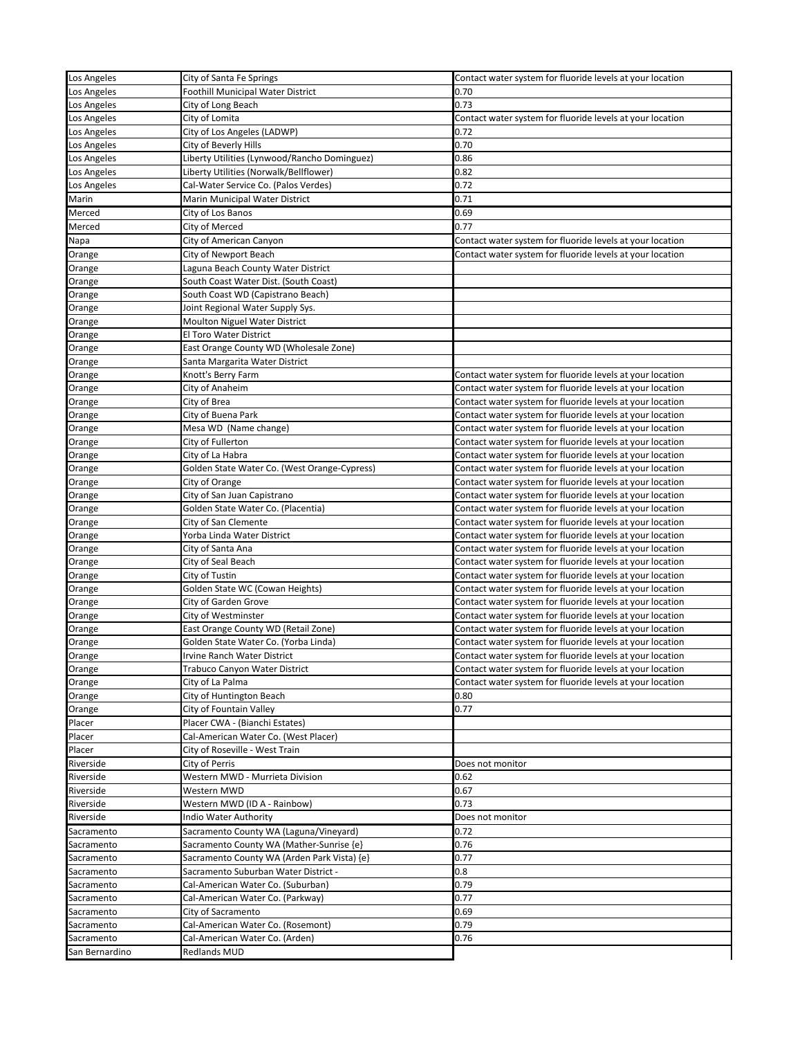| | | |
|---|---|---|
| Los Angeles | City of Santa Fe Springs | Contact water system for fluoride levels at your location |
| Los Angeles | Foothill Municipal Water District | 0.70 |
| Los Angeles | City of Long Beach | 0.73 |
| Los Angeles | City of Lomita | Contact water system for fluoride levels at your location |
| Los Angeles | City of Los Angeles (LADWP) | 0.72 |
| Los Angeles | City of Beverly Hills | 0.70 |
| Los Angeles | Liberty Utilities (Lynwood/Rancho Dominguez) | 0.86 |
| Los Angeles | Liberty Utilities (Norwalk/Bellflower) | 0.82 |
| Los Angeles | Cal-Water Service Co. (Palos Verdes) | 0.72 |
| Marin | Marin Municipal Water District | 0.71 |
| Merced | City of Los Banos | 0.69 |
| Merced | City of Merced | 0.77 |
| Napa | City of American Canyon | Contact water system for fluoride levels at your location |
| Orange | City of Newport Beach | Contact water system for fluoride levels at your location |
| Orange | Laguna Beach County Water District | |
| Orange | South Coast Water Dist. (South Coast) | |
| Orange | South Coast WD (Capistrano Beach) | |
| Orange | Joint Regional Water Supply Sys. | |
| Orange | Moulton Niguel Water District | |
| Orange | El Toro Water District | |
| Orange | East Orange County WD (Wholesale Zone) | |
| Orange | Santa Margarita Water District | |
| Orange | Knott's Berry Farm | Contact water system for fluoride levels at your location |
| Orange | City of Anaheim | Contact water system for fluoride levels at your location |
| Orange | City of Brea | Contact water system for fluoride levels at your location |
| Orange | City of Buena Park | Contact water system for fluoride levels at your location |
| Orange | Mesa WD (Name change) | Contact water system for fluoride levels at your location |
| Orange | City of Fullerton | Contact water system for fluoride levels at your location |
| Orange | City of La Habra | Contact water system for fluoride levels at your location |
| Orange | Golden State Water Co. (West Orange-Cypress) | Contact water system for fluoride levels at your location |
| Orange | City of Orange | Contact water system for fluoride levels at your location |
| Orange | City of San Juan Capistrano | Contact water system for fluoride levels at your location |
| Orange | Golden State Water Co. (Placentia) | Contact water system for fluoride levels at your location |
| Orange | City of San Clemente | Contact water system for fluoride levels at your location |
| Orange | Yorba Linda Water District | Contact water system for fluoride levels at your location |
| Orange | City of Santa Ana | Contact water system for fluoride levels at your location |
| Orange | City of Seal Beach | Contact water system for fluoride levels at your location |
| Orange | City of Tustin | Contact water system for fluoride levels at your location |
| Orange | Golden State WC (Cowan Heights) | Contact water system for fluoride levels at your location |
| Orange | City of Garden Grove | Contact water system for fluoride levels at your location |
| Orange | City of Westminster | Contact water system for fluoride levels at your location |
| Orange | East Orange County WD (Retail Zone) | Contact water system for fluoride levels at your location |
| Orange | Golden State Water Co. (Yorba Linda) | Contact water system for fluoride levels at your location |
| Orange | Irvine Ranch Water District | Contact water system for fluoride levels at your location |
| Orange | Trabuco Canyon Water District | Contact water system for fluoride levels at your location |
| Orange | City of La Palma | Contact water system for fluoride levels at your location |
| Orange | City of Huntington Beach | 0.80 |
| Orange | City of Fountain Valley | 0.77 |
| Placer | Placer CWA - (Bianchi Estates) | |
| Placer | Cal-American Water Co. (West Placer) | |
| Placer | City of Roseville - West Train | |
| Riverside | City of Perris | Does not monitor |
| Riverside | Western MWD - Murrieta Division | 0.62 |
| Riverside | Western MWD | 0.67 |
| Riverside | Western MWD (ID A - Rainbow) | 0.73 |
| Riverside | Indio Water Authority | Does not monitor |
| Sacramento | Sacramento County WA (Laguna/Vineyard) | 0.72 |
| Sacramento | Sacramento County WA (Mather-Sunrise {e} | 0.76 |
| Sacramento | Sacramento County WA (Arden Park Vista) {e} | 0.77 |
| Sacramento | Sacramento Suburban Water District - | 0.8 |
| Sacramento | Cal-American Water Co. (Suburban) | 0.79 |
| Sacramento | Cal-American Water Co. (Parkway) | 0.77 |
| Sacramento | City of Sacramento | 0.69 |
| Sacramento | Cal-American Water Co. (Rosemont) | 0.79 |
| Sacramento | Cal-American Water Co. (Arden) | 0.76 |
| San Bernardino | Redlands MUD | |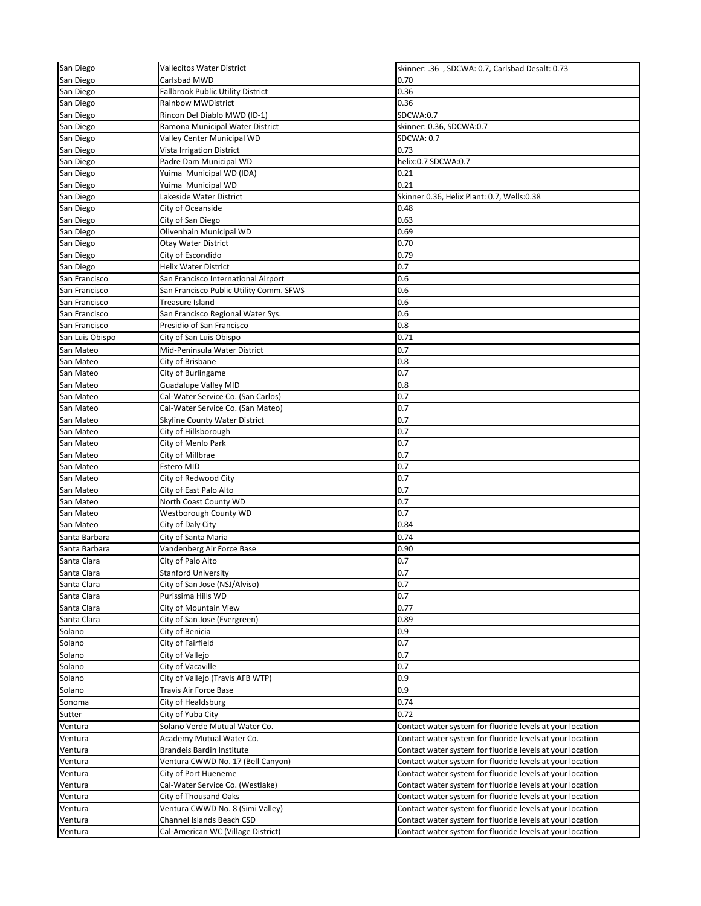| | | |
|---|---|---|
| San Diego | Vallecitos Water District | skinner: .36 , SDCWA: 0.7, Carlsbad Desalt: 0.73 |
| San Diego | Carlsbad MWD | 0.70 |
| San Diego | Fallbrook Public Utility District | 0.36 |
| San Diego | Rainbow MWDistrict | 0.36 |
| San Diego | Rincon Del Diablo MWD (ID-1) | SDCWA:0.7 |
| San Diego | Ramona Municipal Water District | skinner: 0.36, SDCWA:0.7 |
| San Diego | Valley Center Municipal WD | SDCWA: 0.7 |
| San Diego | Vista Irrigation District | 0.73 |
| San Diego | Padre Dam Municipal WD | helix:0.7 SDCWA:0.7 |
| San Diego | Yuima Municipal WD (IDA) | 0.21 |
| San Diego | Yuima Municipal WD | 0.21 |
| San Diego | Lakeside Water District | Skinner 0.36, Helix Plant: 0.7, Wells:0.38 |
| San Diego | City of Oceanside | 0.48 |
| San Diego | City of San Diego | 0.63 |
| San Diego | Olivenhain Municipal WD | 0.69 |
| San Diego | Otay Water District | 0.70 |
| San Diego | City of Escondido | 0.79 |
| San Diego | Helix Water District | 0.7 |
| San Francisco | San Francisco International Airport | 0.6 |
| San Francisco | San Francisco Public Utility Comm. SFWS | 0.6 |
| San Francisco | Treasure Island | 0.6 |
| San Francisco | San Francisco Regional Water Sys. | 0.6 |
| San Francisco | Presidio of San Francisco | 0.8 |
| San Luis Obispo | City of San Luis Obispo | 0.71 |
| San Mateo | Mid-Peninsula Water District | 0.7 |
| San Mateo | City of Brisbane | 0.8 |
| San Mateo | City of Burlingame | 0.7 |
| San Mateo | Guadalupe Valley MID | 0.8 |
| San Mateo | Cal-Water Service Co. (San Carlos) | 0.7 |
| San Mateo | Cal-Water Service Co. (San Mateo) | 0.7 |
| San Mateo | Skyline County Water District | 0.7 |
| San Mateo | City of Hillsborough | 0.7 |
| San Mateo | City of Menlo Park | 0.7 |
| San Mateo | City of Millbrae | 0.7 |
| San Mateo | Estero MID | 0.7 |
| San Mateo | City of Redwood City | 0.7 |
| San Mateo | City of East Palo Alto | 0.7 |
| San Mateo | North Coast County WD | 0.7 |
| San Mateo | Westborough County WD | 0.7 |
| San Mateo | City of Daly City | 0.84 |
| Santa Barbara | City of Santa Maria | 0.74 |
| Santa Barbara | Vandenberg Air Force Base | 0.90 |
| Santa Clara | City of Palo Alto | 0.7 |
| Santa Clara | Stanford University | 0.7 |
| Santa Clara | City of San Jose (NSJ/Alviso) | 0.7 |
| Santa Clara | Purissima Hills WD | 0.7 |
| Santa Clara | City of Mountain View | 0.77 |
| Santa Clara | City of San Jose (Evergreen) | 0.89 |
| Solano | City of Benicia | 0.9 |
| Solano | City of Fairfield | 0.7 |
| Solano | City of Vallejo | 0.7 |
| Solano | City of Vacaville | 0.7 |
| Solano | City of Vallejo (Travis AFB WTP) | 0.9 |
| Solano | Travis Air Force Base | 0.9 |
| Sonoma | City of Healdsburg | 0.74 |
| Sutter | City of Yuba City | 0.72 |
| Ventura | Solano Verde Mutual Water Co. | Contact water system for fluoride levels at your location |
| Ventura | Academy Mutual Water Co. | Contact water system for fluoride levels at your location |
| Ventura | Brandeis Bardin Institute | Contact water system for fluoride levels at your location |
| Ventura | Ventura CWWD No. 17 (Bell Canyon) | Contact water system for fluoride levels at your location |
| Ventura | City of Port Hueneme | Contact water system for fluoride levels at your location |
| Ventura | Cal-Water Service Co. (Westlake) | Contact water system for fluoride levels at your location |
| Ventura | City of Thousand Oaks | Contact water system for fluoride levels at your location |
| Ventura | Ventura CWWD No. 8 (Simi Valley) | Contact water system for fluoride levels at your location |
| Ventura | Channel Islands Beach CSD | Contact water system for fluoride levels at your location |
| Ventura | Cal-American WC (Village District) | Contact water system for fluoride levels at your location |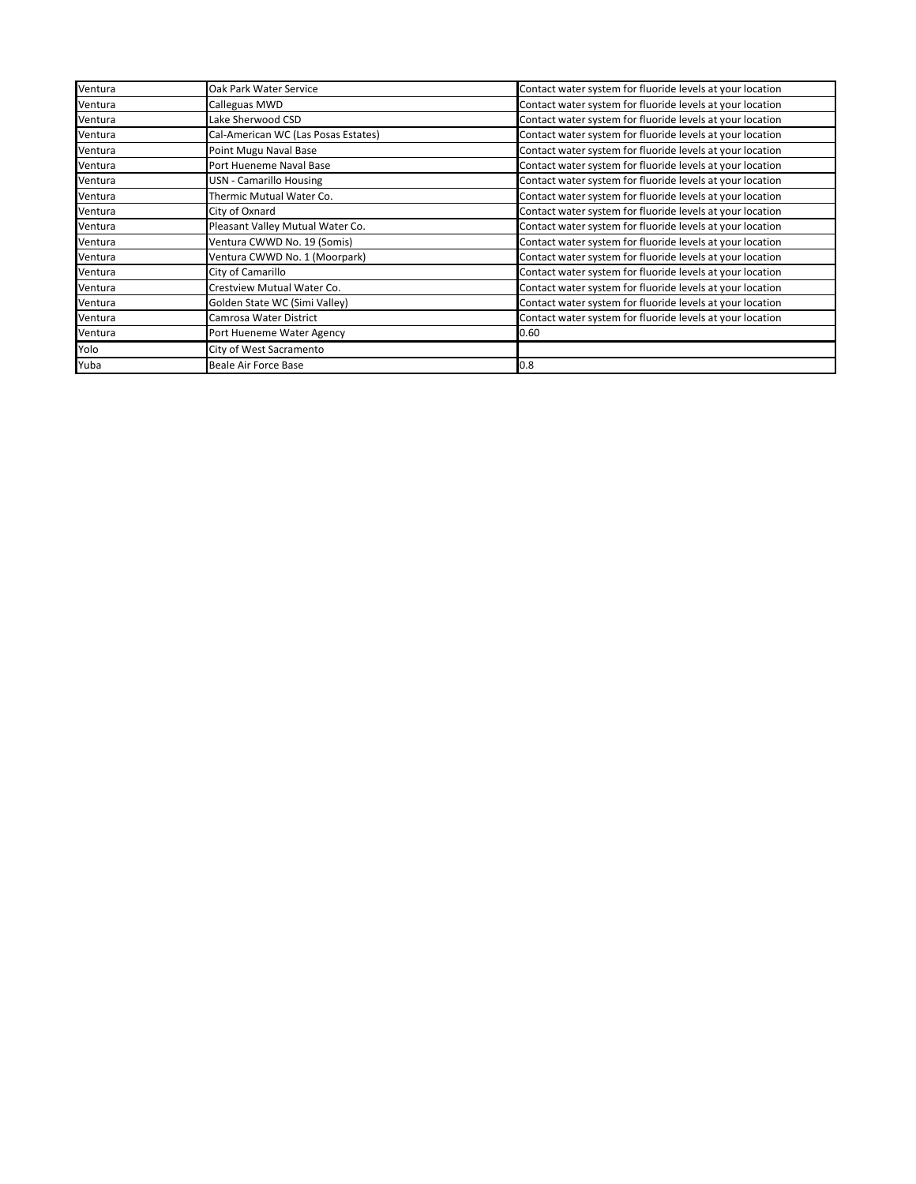| | | |
|---|---|---|
| Ventura | Oak Park Water Service | Contact water system for fluoride levels at your location |
| Ventura | Calleguas MWD | Contact water system for fluoride levels at your location |
| Ventura | Lake Sherwood CSD | Contact water system for fluoride levels at your location |
| Ventura | Cal-American WC (Las Posas Estates) | Contact water system for fluoride levels at your location |
| Ventura | Point Mugu Naval Base | Contact water system for fluoride levels at your location |
| Ventura | Port Hueneme Naval Base | Contact water system for fluoride levels at your location |
| Ventura | USN - Camarillo Housing | Contact water system for fluoride levels at your location |
| Ventura | Thermic Mutual Water Co. | Contact water system for fluoride levels at your location |
| Ventura | City of Oxnard | Contact water system for fluoride levels at your location |
| Ventura | Pleasant Valley Mutual Water Co. | Contact water system for fluoride levels at your location |
| Ventura | Ventura CWWD No. 19 (Somis) | Contact water system for fluoride levels at your location |
| Ventura | Ventura CWWD No. 1 (Moorpark) | Contact water system for fluoride levels at your location |
| Ventura | City of Camarillo | Contact water system for fluoride levels at your location |
| Ventura | Crestview Mutual Water Co. | Contact water system for fluoride levels at your location |
| Ventura | Golden State WC (Simi Valley) | Contact water system for fluoride levels at your location |
| Ventura | Camrosa Water District | Contact water system for fluoride levels at your location |
| Ventura | Port Hueneme Water Agency | 0.60 |
| Yolo | City of West Sacramento | |
| Yuba | Beale Air Force Base | 0.8 |